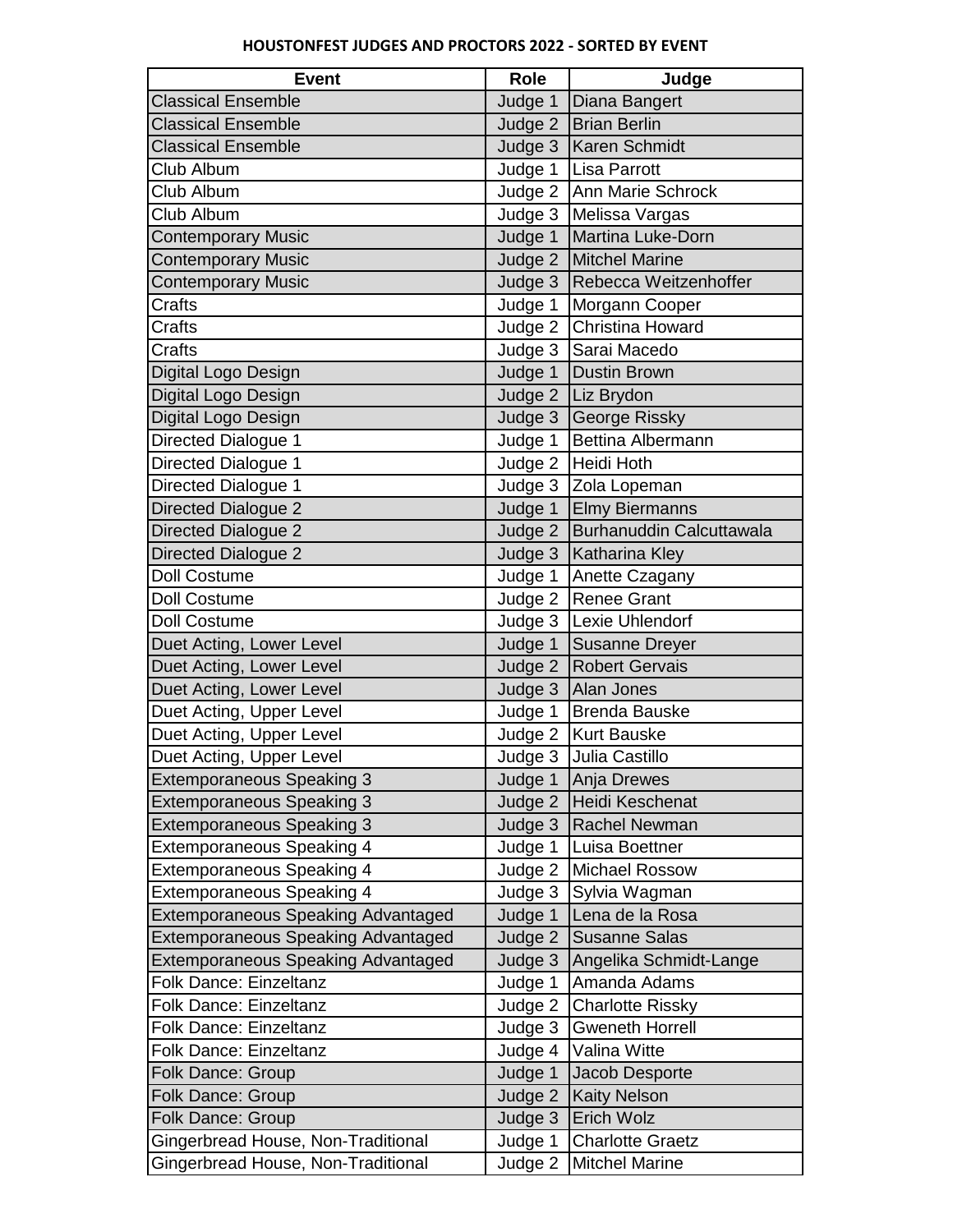# HOUSTONFEST JUDGES AND PROCTORS 2022 - SORTED BY EVENT

| Event | Role | Judge |
|---|---|---|
| Classical Ensemble | Judge 1 | Diana Bangert |
| Classical Ensemble | Judge 2 | Brian Berlin |
| Classical Ensemble | Judge 3 | Karen Schmidt |
| Club Album | Judge 1 | Lisa Parrott |
| Club Album | Judge 2 | Ann Marie Schrock |
| Club Album | Judge 3 | Melissa Vargas |
| Contemporary Music | Judge 1 | Martina Luke-Dorn |
| Contemporary Music | Judge 2 | Mitchel Marine |
| Contemporary Music | Judge 3 | Rebecca Weitzenhoffer |
| Crafts | Judge 1 | Morgann Cooper |
| Crafts | Judge 2 | Christina Howard |
| Crafts | Judge 3 | Sarai Macedo |
| Digital Logo Design | Judge 1 | Dustin Brown |
| Digital Logo Design | Judge 2 | Liz Brydon |
| Digital Logo Design | Judge 3 | George Rissky |
| Directed Dialogue 1 | Judge 1 | Bettina Albermann |
| Directed Dialogue 1 | Judge 2 | Heidi Hoth |
| Directed Dialogue 1 | Judge 3 | Zola Lopeman |
| Directed Dialogue 2 | Judge 1 | Elmy Biermanns |
| Directed Dialogue 2 | Judge 2 | Burhanuddin Calcuttawala |
| Directed Dialogue 2 | Judge 3 | Katharina Kley |
| Doll Costume | Judge 1 | Anette Czagany |
| Doll Costume | Judge 2 | Renee Grant |
| Doll Costume | Judge 3 | Lexie Uhlendorf |
| Duet Acting, Lower Level | Judge 1 | Susanne Dreyer |
| Duet Acting, Lower Level | Judge 2 | Robert Gervais |
| Duet Acting, Lower Level | Judge 3 | Alan Jones |
| Duet Acting, Upper Level | Judge 1 | Brenda Bauske |
| Duet Acting, Upper Level | Judge 2 | Kurt Bauske |
| Duet Acting, Upper Level | Judge 3 | Julia Castillo |
| Extemporaneous Speaking 3 | Judge 1 | Anja Drewes |
| Extemporaneous Speaking 3 | Judge 2 | Heidi Keschenat |
| Extemporaneous Speaking 3 | Judge 3 | Rachel Newman |
| Extemporaneous Speaking 4 | Judge 1 | Luisa Boettner |
| Extemporaneous Speaking 4 | Judge 2 | Michael Rossow |
| Extemporaneous Speaking 4 | Judge 3 | Sylvia Wagman |
| Extemporaneous Speaking Advantaged | Judge 1 | Lena de la Rosa |
| Extemporaneous Speaking Advantaged | Judge 2 | Susanne Salas |
| Extemporaneous Speaking Advantaged | Judge 3 | Angelika Schmidt-Lange |
| Folk Dance: Einzeltanz | Judge 1 | Amanda Adams |
| Folk Dance: Einzeltanz | Judge 2 | Charlotte Rissky |
| Folk Dance: Einzeltanz | Judge 3 | Gweneth Horrell |
| Folk Dance: Einzeltanz | Judge 4 | Valina Witte |
| Folk Dance: Group | Judge 1 | Jacob Desporte |
| Folk Dance: Group | Judge 2 | Kaity Nelson |
| Folk Dance: Group | Judge 3 | Erich Wolz |
| Gingerbread House, Non-Traditional | Judge 1 | Charlotte Graetz |
| Gingerbread House, Non-Traditional | Judge 2 | Mitchel Marine |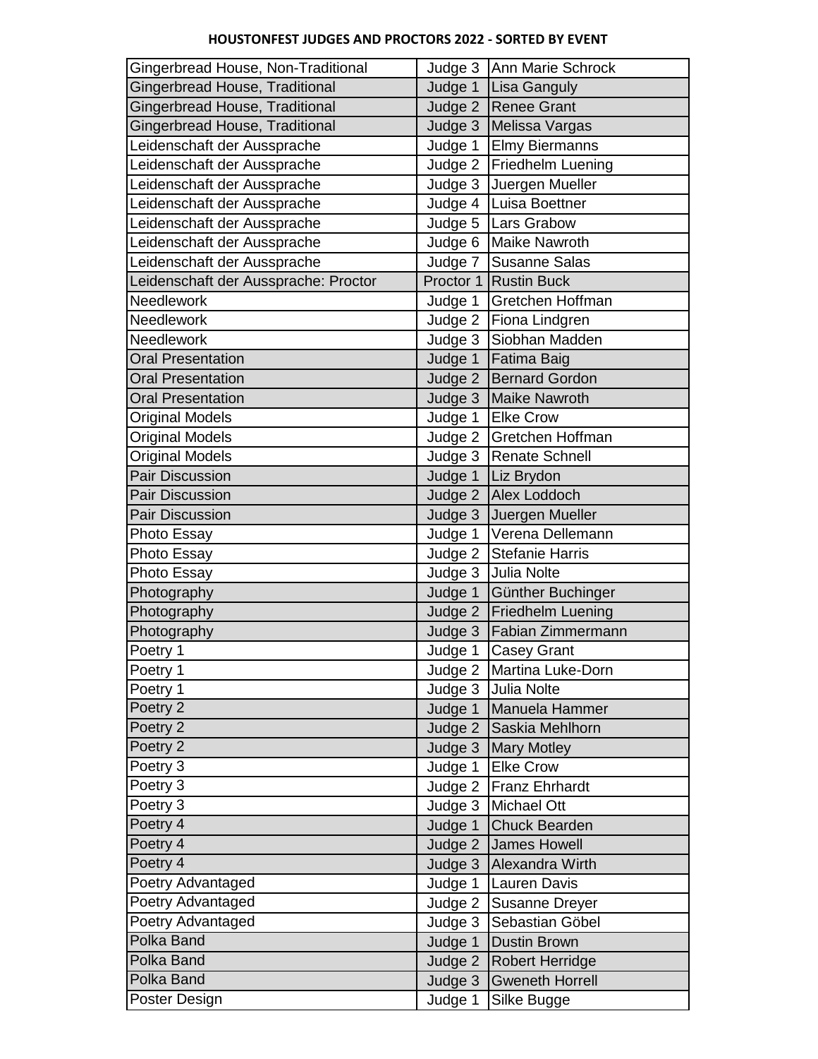**HOUSTONFEST JUDGES AND PROCTORS 2022 - SORTED BY EVENT**

| Event | Role | Name |
|---|---|---|
| Gingerbread House, Non-Traditional | Judge 3 | Ann Marie Schrock |
| Gingerbread House, Traditional | Judge 1 | Lisa Ganguly |
| Gingerbread House, Traditional | Judge 2 | Renee Grant |
| Gingerbread House, Traditional | Judge 3 | Melissa Vargas |
| Leidenschaft der Aussprache | Judge 1 | Elmy Biermanns |
| Leidenschaft der Aussprache | Judge 2 | Friedhelm Luening |
| Leidenschaft der Aussprache | Judge 3 | Juergen Mueller |
| Leidenschaft der Aussprache | Judge 4 | Luisa Boettner |
| Leidenschaft der Aussprache | Judge 5 | Lars Grabow |
| Leidenschaft der Aussprache | Judge 6 | Maike Nawroth |
| Leidenschaft der Aussprache | Judge 7 | Susanne Salas |
| Leidenschaft der Aussprache: Proctor | Proctor 1 | Rustin Buck |
| Needlework | Judge 1 | Gretchen Hoffman |
| Needlework | Judge 2 | Fiona Lindgren |
| Needlework | Judge 3 | Siobhan Madden |
| Oral Presentation | Judge 1 | Fatima Baig |
| Oral Presentation | Judge 2 | Bernard Gordon |
| Oral Presentation | Judge 3 | Maike Nawroth |
| Original Models | Judge 1 | Elke Crow |
| Original Models | Judge 2 | Gretchen Hoffman |
| Original Models | Judge 3 | Renate Schnell |
| Pair Discussion | Judge 1 | Liz Brydon |
| Pair Discussion | Judge 2 | Alex Loddoch |
| Pair Discussion | Judge 3 | Juergen Mueller |
| Photo Essay | Judge 1 | Verena Dellemann |
| Photo Essay | Judge 2 | Stefanie Harris |
| Photo Essay | Judge 3 | Julia Nolte |
| Photography | Judge 1 | Günther Buchinger |
| Photography | Judge 2 | Friedhelm Luening |
| Photography | Judge 3 | Fabian Zimmermann |
| Poetry 1 | Judge 1 | Casey Grant |
| Poetry 1 | Judge 2 | Martina Luke-Dorn |
| Poetry 1 | Judge 3 | Julia Nolte |
| Poetry 2 | Judge 1 | Manuela Hammer |
| Poetry 2 | Judge 2 | Saskia Mehlhorn |
| Poetry 2 | Judge 3 | Mary Motley |
| Poetry 3 | Judge 1 | Elke Crow |
| Poetry 3 | Judge 2 | Franz Ehrhardt |
| Poetry 3 | Judge 3 | Michael Ott |
| Poetry 4 | Judge 1 | Chuck Bearden |
| Poetry 4 | Judge 2 | James Howell |
| Poetry 4 | Judge 3 | Alexandra Wirth |
| Poetry Advantaged | Judge 1 | Lauren Davis |
| Poetry Advantaged | Judge 2 | Susanne Dreyer |
| Poetry Advantaged | Judge 3 | Sebastian Göbel |
| Polka Band | Judge 1 | Dustin Brown |
| Polka Band | Judge 2 | Robert Herridge |
| Polka Band | Judge 3 | Gweneth Horrell |
| Poster Design | Judge 1 | Silke Bugge |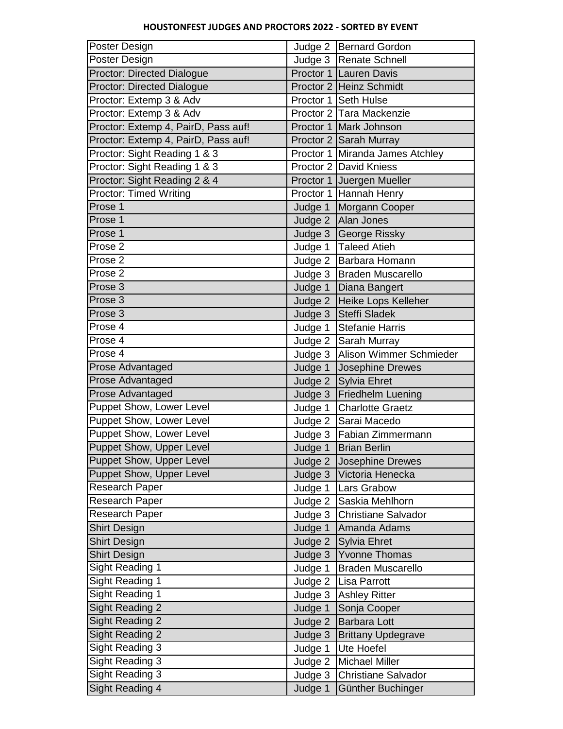**HOUSTONFEST JUDGES AND PROCTORS 2022 - SORTED BY EVENT**

| | | |
|---|---|---|
| Poster Design | Judge 2 | Bernard Gordon |
| Poster Design | Judge 3 | Renate Schnell |
| Proctor: Directed Dialogue | Proctor 1 | Lauren Davis |
| Proctor: Directed Dialogue | Proctor 2 | Heinz Schmidt |
| Proctor: Extemp 3 & Adv | Proctor 1 | Seth Hulse |
| Proctor: Extemp 3 & Adv | Proctor 2 | Tara Mackenzie |
| Proctor: Extemp 4, PairD, Pass auf! | Proctor 1 | Mark Johnson |
| Proctor: Extemp 4, PairD, Pass auf! | Proctor 2 | Sarah Murray |
| Proctor: Sight Reading 1 & 3 | Proctor 1 | Miranda James Atchley |
| Proctor: Sight Reading 1 & 3 | Proctor 2 | David Kniess |
| Proctor: Sight Reading 2 & 4 | Proctor 1 | Juergen Mueller |
| Proctor: Timed Writing | Proctor 1 | Hannah Henry |
| Prose 1 | Judge 1 | Morgann Cooper |
| Prose 1 | Judge 2 | Alan Jones |
| Prose 1 | Judge 3 | George Rissky |
| Prose 2 | Judge 1 | Taleed Atieh |
| Prose 2 | Judge 2 | Barbara Homann |
| Prose 2 | Judge 3 | Braden Muscarello |
| Prose 3 | Judge 1 | Diana Bangert |
| Prose 3 | Judge 2 | Heike Lops Kelleher |
| Prose 3 | Judge 3 | Steffi Sladek |
| Prose 4 | Judge 1 | Stefanie Harris |
| Prose 4 | Judge 2 | Sarah Murray |
| Prose 4 | Judge 3 | Alison Wimmer Schmieder |
| Prose Advantaged | Judge 1 | Josephine Drewes |
| Prose Advantaged | Judge 2 | Sylvia Ehret |
| Prose Advantaged | Judge 3 | Friedhelm Luening |
| Puppet Show, Lower Level | Judge 1 | Charlotte Graetz |
| Puppet Show, Lower Level | Judge 2 | Sarai Macedo |
| Puppet Show, Lower Level | Judge 3 | Fabian Zimmermann |
| Puppet Show, Upper Level | Judge 1 | Brian Berlin |
| Puppet Show, Upper Level | Judge 2 | Josephine Drewes |
| Puppet Show, Upper Level | Judge 3 | Victoria Henecka |
| Research Paper | Judge 1 | Lars Grabow |
| Research Paper | Judge 2 | Saskia Mehlhorn |
| Research Paper | Judge 3 | Christiane Salvador |
| Shirt Design | Judge 1 | Amanda Adams |
| Shirt Design | Judge 2 | Sylvia Ehret |
| Shirt Design | Judge 3 | Yvonne Thomas |
| Sight Reading 1 | Judge 1 | Braden Muscarello |
| Sight Reading 1 | Judge 2 | Lisa Parrott |
| Sight Reading 1 | Judge 3 | Ashley Ritter |
| Sight Reading 2 | Judge 1 | Sonja Cooper |
| Sight Reading 2 | Judge 2 | Barbara Lott |
| Sight Reading 2 | Judge 3 | Brittany Updegrave |
| Sight Reading 3 | Judge 1 | Ute Hoefel |
| Sight Reading 3 | Judge 2 | Michael Miller |
| Sight Reading 3 | Judge 3 | Christiane Salvador |
| Sight Reading 4 | Judge 1 | Günther Buchinger |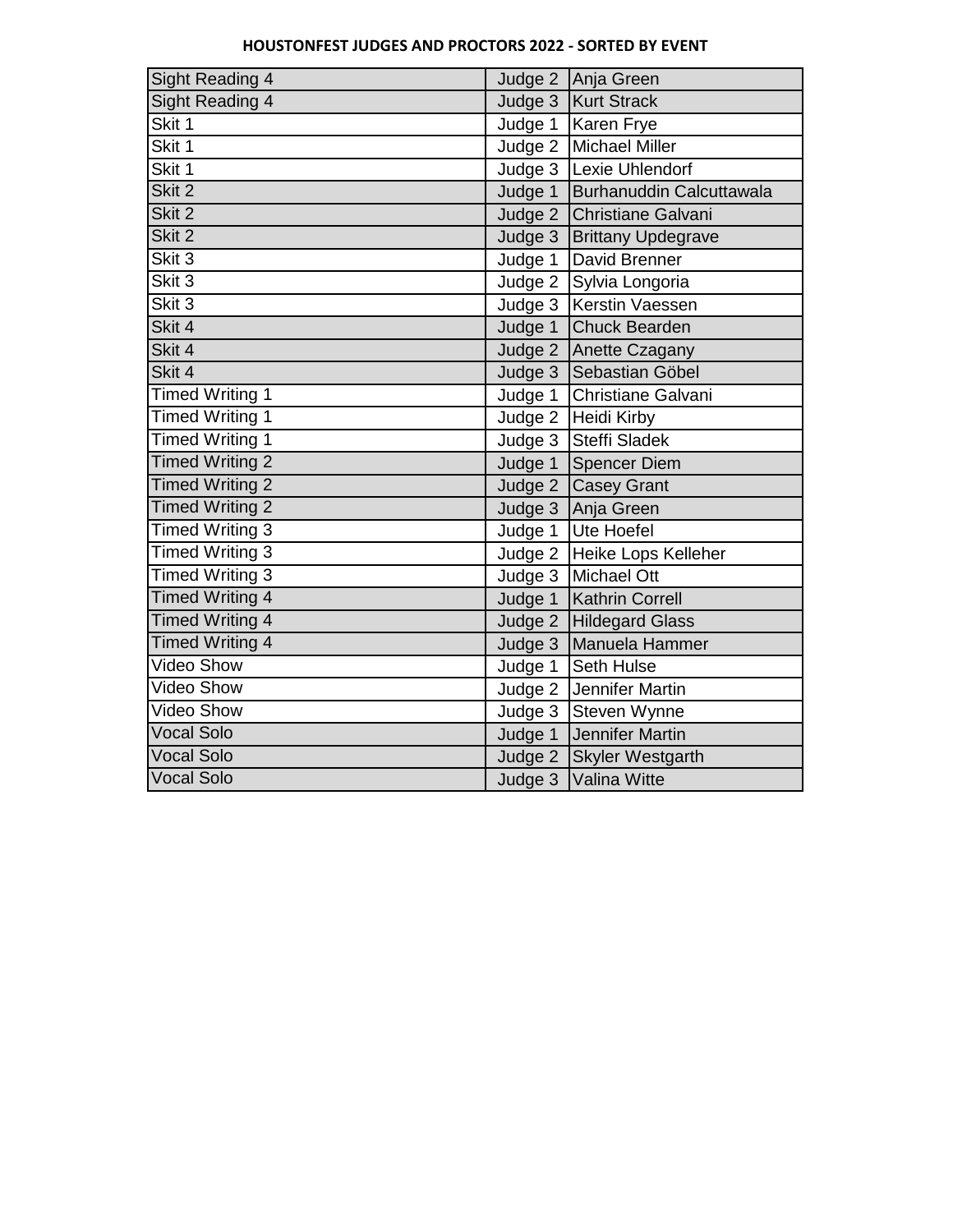**HOUSTONFEST JUDGES AND PROCTORS 2022 - SORTED BY EVENT**

| | | |
|---|---|---|
| Sight Reading 4 | Judge 2 | Anja Green |
| Sight Reading 4 | Judge 3 | Kurt Strack |
| Skit 1 | Judge 1 | Karen Frye |
| Skit 1 | Judge 2 | Michael Miller |
| Skit 1 | Judge 3 | Lexie Uhlendorf |
| Skit 2 | Judge 1 | Burhanuddin Calcuttawala |
| Skit 2 | Judge 2 | Christiane Galvani |
| Skit 2 | Judge 3 | Brittany Updegrave |
| Skit 3 | Judge 1 | David Brenner |
| Skit 3 | Judge 2 | Sylvia Longoria |
| Skit 3 | Judge 3 | Kerstin Vaessen |
| Skit 4 | Judge 1 | Chuck Bearden |
| Skit 4 | Judge 2 | Anette Czagany |
| Skit 4 | Judge 3 | Sebastian Göbel |
| Timed Writing 1 | Judge 1 | Christiane Galvani |
| Timed Writing 1 | Judge 2 | Heidi Kirby |
| Timed Writing 1 | Judge 3 | Steffi Sladek |
| Timed Writing 2 | Judge 1 | Spencer Diem |
| Timed Writing 2 | Judge 2 | Casey Grant |
| Timed Writing 2 | Judge 3 | Anja Green |
| Timed Writing 3 | Judge 1 | Ute Hoefel |
| Timed Writing 3 | Judge 2 | Heike Lops Kelleher |
| Timed Writing 3 | Judge 3 | Michael Ott |
| Timed Writing 4 | Judge 1 | Kathrin Correll |
| Timed Writing 4 | Judge 2 | Hildegard Glass |
| Timed Writing 4 | Judge 3 | Manuela Hammer |
| Video Show | Judge 1 | Seth Hulse |
| Video Show | Judge 2 | Jennifer Martin |
| Video Show | Judge 3 | Steven Wynne |
| Vocal Solo | Judge 1 | Jennifer Martin |
| Vocal Solo | Judge 2 | Skyler Westgarth |
| Vocal Solo | Judge 3 | Valina Witte |